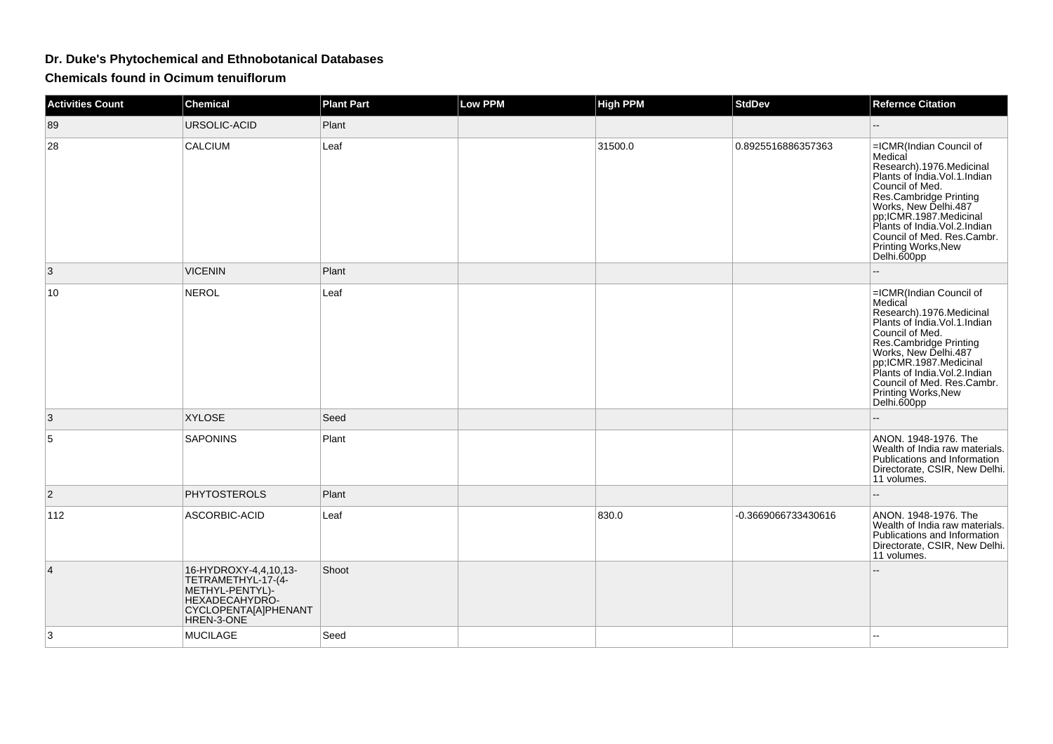# Dr. Duke's Phytochemical and Ethnobotanical Databases

## Chemicals found in Ocimum tenuiflorum

| Activities Count | Chemical | Plant Part | Low PPM | High PPM | StdDev | Refernce Citation |
|---|---|---|---|---|---|---|
| 89 | URSOLIC-ACID | Plant | | | | -- |
| 28 | CALCIUM | Leaf | | 31500.0 | 0.8925516886357363 | =ICMR(Indian Council of Medical Research).1976.Medicinal Plants of India.Vol.1.Indian Council of Med. Res.Cambridge Printing Works, New Delhi.487 pp;ICMR.1987.Medicinal Plants of India.Vol.2.Indian Council of Med. Res.Cambr. Printing Works,New Delhi.600pp |
| 3 | VICENIN | Plant | | | | -- |
| 10 | NEROL | Leaf | | | | =ICMR(Indian Council of Medical Research).1976.Medicinal Plants of India.Vol.1.Indian Council of Med. Res.Cambridge Printing Works, New Delhi.487 pp;ICMR.1987.Medicinal Plants of India.Vol.2.Indian Council of Med. Res.Cambr. Printing Works,New Delhi.600pp |
| 3 | XYLOSE | Seed | | | | -- |
| 5 | SAPONINS | Plant | | | | ANON. 1948-1976. The Wealth of India raw materials. Publications and Information Directorate, CSIR, New Delhi. 11 volumes. |
| 2 | PHYTOSTEROLS | Plant | | | | -- |
| 112 | ASCORBIC-ACID | Leaf | | 830.0 | -0.3669066733430616 | ANON. 1948-1976. The Wealth of India raw materials. Publications and Information Directorate, CSIR, New Delhi. 11 volumes. |
| 4 | 16-HYDROXY-4,4,10,13-TETRAMETHYL-17-(4-METHYL-PENTYL)-HEXADECAHYDRO-CYCLOPENTA[A]PHENANTHREN-3-ONE | Shoot | | | | -- |
| 3 | MUCILAGE | Seed | | | | -- |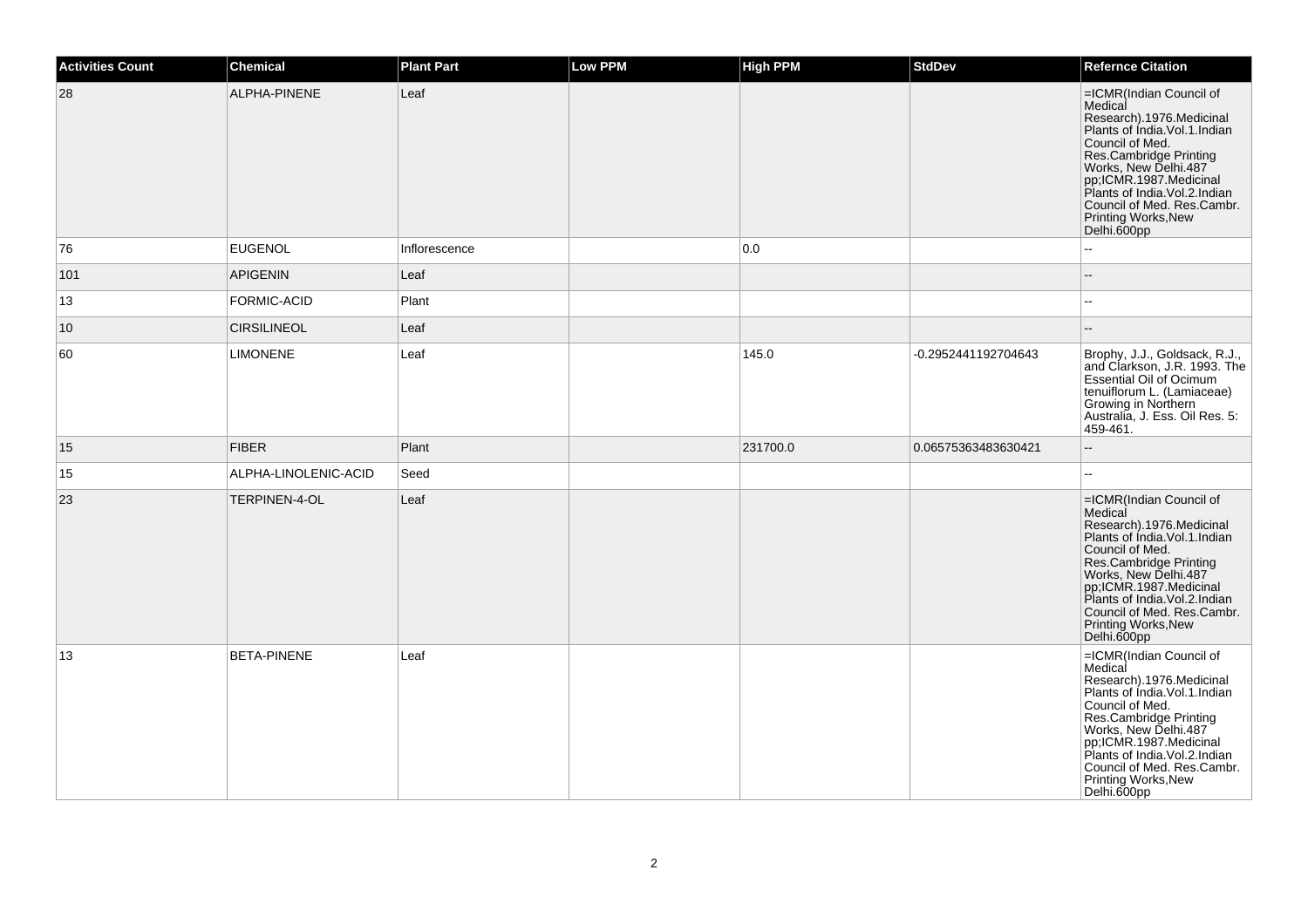| Activities Count | Chemical | Plant Part | Low PPM | High PPM | StdDev | Refernce Citation |
| --- | --- | --- | --- | --- | --- | --- |
| 28 | ALPHA-PINENE | Leaf | | | | =ICMR(Indian Council of Medical Research).1976.Medicinal Plants of India.Vol.1.Indian Council of Med. Res.Cambridge Printing Works, New Delhi.487 pp;ICMR.1987.Medicinal Plants of India.Vol.2.Indian Council of Med. Res.Cambr. Printing Works,New Delhi.600pp |
| 76 | EUGENOL | Inflorescence | | 0.0 | | -- |
| 101 | APIGENIN | Leaf | | | | -- |
| 13 | FORMIC-ACID | Plant | | | | -- |
| 10 | CIRSILINEOL | Leaf | | | | -- |
| 60 | LIMONENE | Leaf | | 145.0 | -0.2952441192704643 | Brophy, J.J., Goldsack, R.J., and Clarkson, J.R. 1993. The Essential Oil of Ocimum tenuiflorum L. (Lamiaceae) Growing in Northern Australia, J. Ess. Oil Res. 5: 459-461. |
| 15 | FIBER | Plant | | 231700.0 | 0.06575363483630421 | -- |
| 15 | ALPHA-LINOLENIC-ACID | Seed | | | | -- |
| 23 | TERPINEN-4-OL | Leaf | | | | =ICMR(Indian Council of Medical Research).1976.Medicinal Plants of India.Vol.1.Indian Council of Med. Res.Cambridge Printing Works, New Delhi.487 pp;ICMR.1987.Medicinal Plants of India.Vol.2.Indian Council of Med. Res.Cambr. Printing Works,New Delhi.600pp |
| 13 | BETA-PINENE | Leaf | | | | =ICMR(Indian Council of Medical Research).1976.Medicinal Plants of India.Vol.1.Indian Council of Med. Res.Cambridge Printing Works, New Delhi.487 pp;ICMR.1987.Medicinal Plants of India.Vol.2.Indian Council of Med. Res.Cambr. Printing Works,New Delhi.600pp |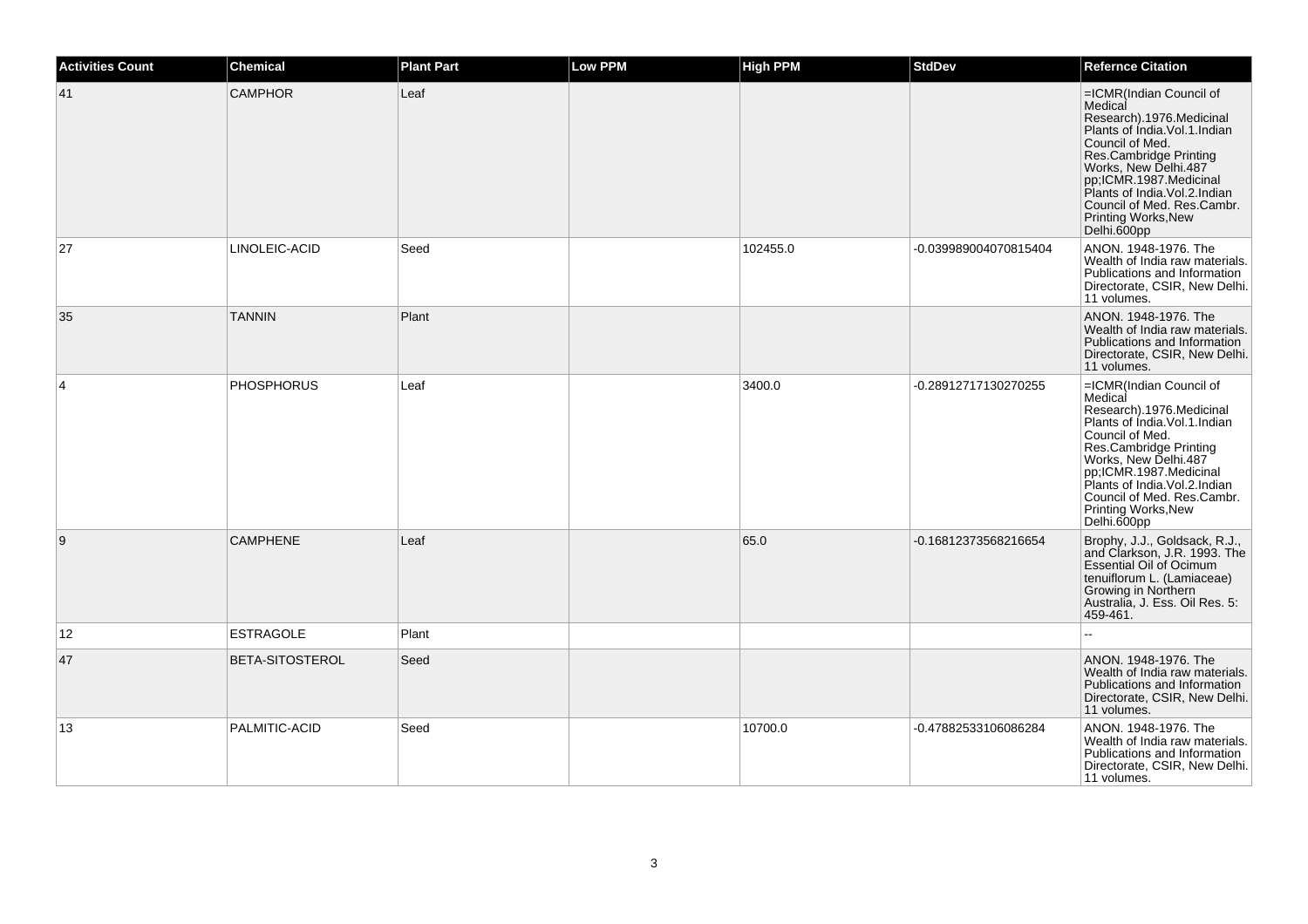| Activities Count | Chemical | Plant Part | Low PPM | High PPM | StdDev | Refernce Citation |
| --- | --- | --- | --- | --- | --- | --- |
| 41 | CAMPHOR | Leaf | | | | =ICMR(Indian Council of Medical Research).1976.Medicinal Plants of India.Vol.1.Indian Council of Med. Res.Cambridge Printing Works, New Delhi.487 pp;ICMR.1987.Medicinal Plants of India.Vol.2.Indian Council of Med. Res.Cambr. Printing Works,New Delhi.600pp |
| 27 | LINOLEIC-ACID | Seed | | 102455.0 | -0.039989004070815404 | ANON. 1948-1976. The Wealth of India raw materials. Publications and Information Directorate, CSIR, New Delhi. 11 volumes. |
| 35 | TANNIN | Plant | | | | ANON. 1948-1976. The Wealth of India raw materials. Publications and Information Directorate, CSIR, New Delhi. 11 volumes. |
| 4 | PHOSPHORUS | Leaf | | 3400.0 | -0.28912717130270255 | =ICMR(Indian Council of Medical Research).1976.Medicinal Plants of India.Vol.1.Indian Council of Med. Res.Cambridge Printing Works, New Delhi.487 pp;ICMR.1987.Medicinal Plants of India.Vol.2.Indian Council of Med. Res.Cambr. Printing Works,New Delhi.600pp |
| 9 | CAMPHENE | Leaf | | 65.0 | -0.16812373568216654 | Brophy, J.J., Goldsack, R.J., and Clarkson, J.R. 1993. The Essential Oil of Ocimum tenuiflorum L. (Lamiaceae) Growing in Northern Australia, J. Ess. Oil Res. 5: 459-461. |
| 12 | ESTRAGOLE | Plant | | | | -- |
| 47 | BETA-SITOSTEROL | Seed | | | | ANON. 1948-1976. The Wealth of India raw materials. Publications and Information Directorate, CSIR, New Delhi. 11 volumes. |
| 13 | PALMITIC-ACID | Seed | | 10700.0 | -0.47882533106086284 | ANON. 1948-1976. The Wealth of India raw materials. Publications and Information Directorate, CSIR, New Delhi. 11 volumes. |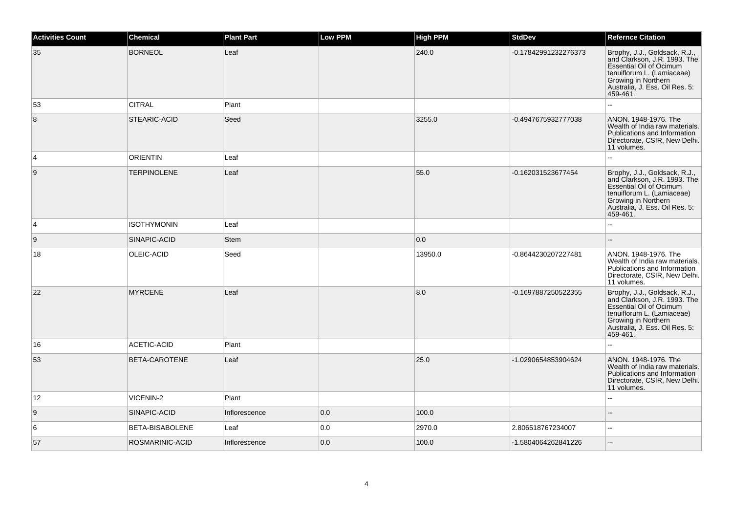| Activities Count | Chemical | Plant Part | Low PPM | High PPM | StdDev | Refernce Citation |
| --- | --- | --- | --- | --- | --- | --- |
| 35 | BORNEOL | Leaf | | 240.0 | -0.17842991232276373 | Brophy, J.J., Goldsack, R.J., and Clarkson, J.R. 1993. The Essential Oil of Ocimum tenuiflorum L. (Lamiaceae) Growing in Northern Australia, J. Ess. Oil Res. 5: 459-461. |
| 53 | CITRAL | Plant | | | | -- |
| 8 | STEARIC-ACID | Seed | | 3255.0 | -0.4947675932777038 | ANON. 1948-1976. The Wealth of India raw materials. Publications and Information Directorate, CSIR, New Delhi. 11 volumes. |
| 4 | ORIENTIN | Leaf | | | | -- |
| 9 | TERPINOLENE | Leaf | | 55.0 | -0.162031523677454 | Brophy, J.J., Goldsack, R.J., and Clarkson, J.R. 1993. The Essential Oil of Ocimum tenuiflorum L. (Lamiaceae) Growing in Northern Australia, J. Ess. Oil Res. 5: 459-461. |
| 4 | ISOTHYMONIN | Leaf | | | | -- |
| 9 | SINAPIC-ACID | Stem | | 0.0 | | -- |
| 18 | OLEIC-ACID | Seed | | 13950.0 | -0.8644230207227481 | ANON. 1948-1976. The Wealth of India raw materials. Publications and Information Directorate, CSIR, New Delhi. 11 volumes. |
| 22 | MYRCENE | Leaf | | 8.0 | -0.1697887250522355 | Brophy, J.J., Goldsack, R.J., and Clarkson, J.R. 1993. The Essential Oil of Ocimum tenuiflorum L. (Lamiaceae) Growing in Northern Australia, J. Ess. Oil Res. 5: 459-461. |
| 16 | ACETIC-ACID | Plant | | | | -- |
| 53 | BETA-CAROTENE | Leaf | | 25.0 | -1.0290654853904624 | ANON. 1948-1976. The Wealth of India raw materials. Publications and Information Directorate, CSIR, New Delhi. 11 volumes. |
| 12 | VICENIN-2 | Plant | | | | -- |
| 9 | SINAPIC-ACID | Inflorescence | 0.0 | 100.0 | | -- |
| 6 | BETA-BISABOLENE | Leaf | 0.0 | 2970.0 | 2.806518767234007 | -- |
| 57 | ROSMARINIC-ACID | Inflorescence | 0.0 | 100.0 | -1.5804064262841226 | -- |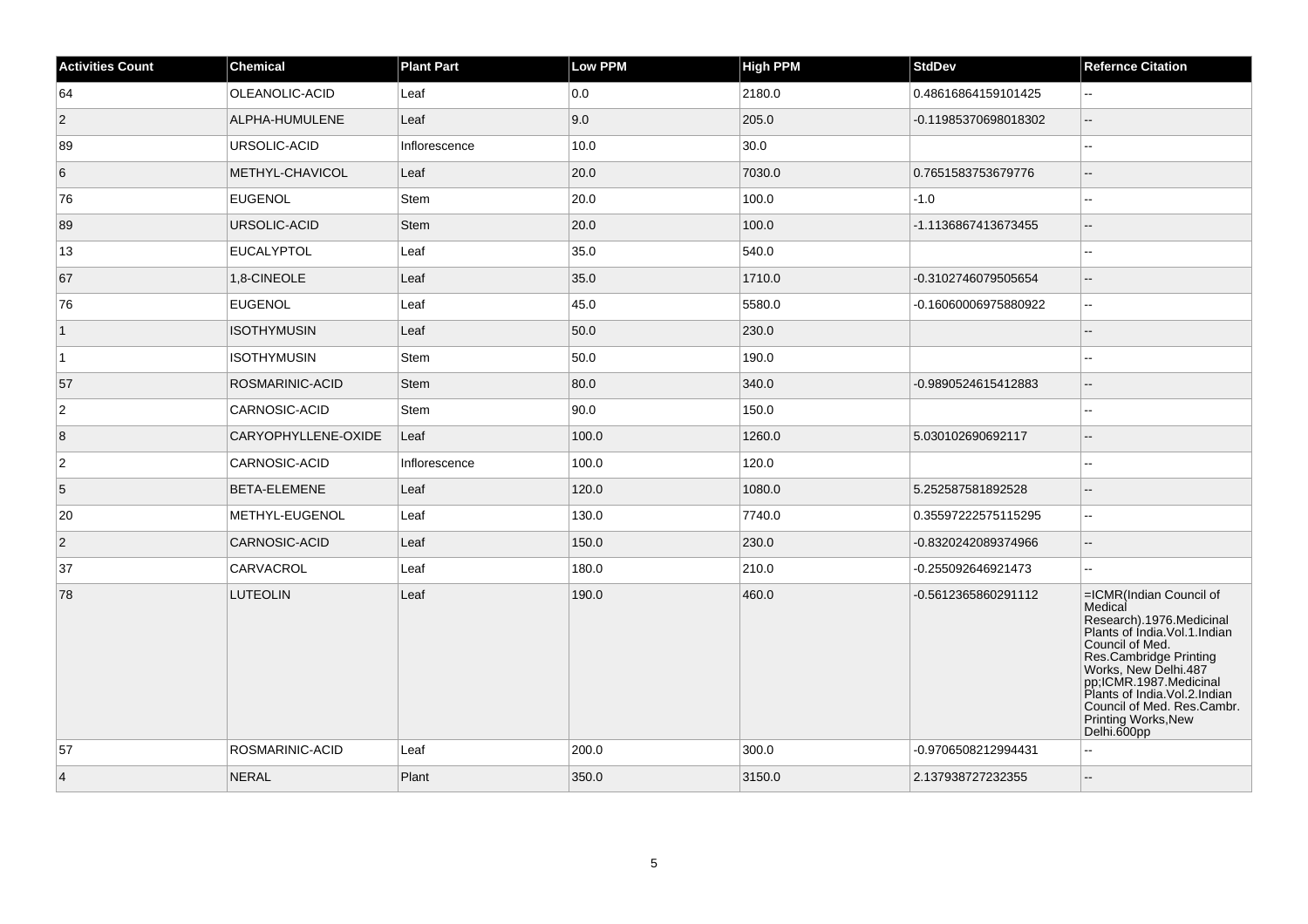| Activities Count | Chemical | Plant Part | Low PPM | High PPM | StdDev | Refernce Citation |
|---|---|---|---|---|---|---|
| 64 | OLEANOLIC-ACID | Leaf | 0.0 | 2180.0 | 0.48616864159101425 | -- |
| 2 | ALPHA-HUMULENE | Leaf | 9.0 | 205.0 | -0.11985370698018302 | -- |
| 89 | URSOLIC-ACID | Inflorescence | 10.0 | 30.0 | | -- |
| 6 | METHYL-CHAVICOL | Leaf | 20.0 | 7030.0 | 0.7651583753679776 | -- |
| 76 | EUGENOL | Stem | 20.0 | 100.0 | -1.0 | -- |
| 89 | URSOLIC-ACID | Stem | 20.0 | 100.0 | -1.1136867413673455 | -- |
| 13 | EUCALYPTOL | Leaf | 35.0 | 540.0 | | -- |
| 67 | 1,8-CINEOLE | Leaf | 35.0 | 1710.0 | -0.3102746079505654 | -- |
| 76 | EUGENOL | Leaf | 45.0 | 5580.0 | -0.16060006975880922 | -- |
| 1 | ISOTHYMUSIN | Leaf | 50.0 | 230.0 | | -- |
| 1 | ISOTHYMUSIN | Stem | 50.0 | 190.0 | | -- |
| 57 | ROSMARINIC-ACID | Stem | 80.0 | 340.0 | -0.9890524615412883 | -- |
| 2 | CARNOSIC-ACID | Stem | 90.0 | 150.0 | | -- |
| 8 | CARYOPHYLLENE-OXIDE | Leaf | 100.0 | 1260.0 | 5.030102690692117 | -- |
| 2 | CARNOSIC-ACID | Inflorescence | 100.0 | 120.0 | | -- |
| 5 | BETA-ELEMENE | Leaf | 120.0 | 1080.0 | 5.252587581892528 | -- |
| 20 | METHYL-EUGENOL | Leaf | 130.0 | 7740.0 | 0.35597222575115295 | -- |
| 2 | CARNOSIC-ACID | Leaf | 150.0 | 230.0 | -0.8320242089374966 | -- |
| 37 | CARVACROL | Leaf | 180.0 | 210.0 | -0.255092646921473 | -- |
| 78 | LUTEOLIN | Leaf | 190.0 | 460.0 | -0.5612365860291112 | =ICMR(Indian Council of Medical Research).1976.Medicinal Plants of India.Vol.1.Indian Council of Med. Res.Cambridge Printing Works, New Delhi.487 pp;ICMR.1987.Medicinal Plants of India.Vol.2.Indian Council of Med. Res.Cambr. Printing Works,New Delhi.600pp |
| 57 | ROSMARINIC-ACID | Leaf | 200.0 | 300.0 | -0.9706508212994431 | -- |
| 4 | NERAL | Plant | 350.0 | 3150.0 | 2.137938727232355 | -- |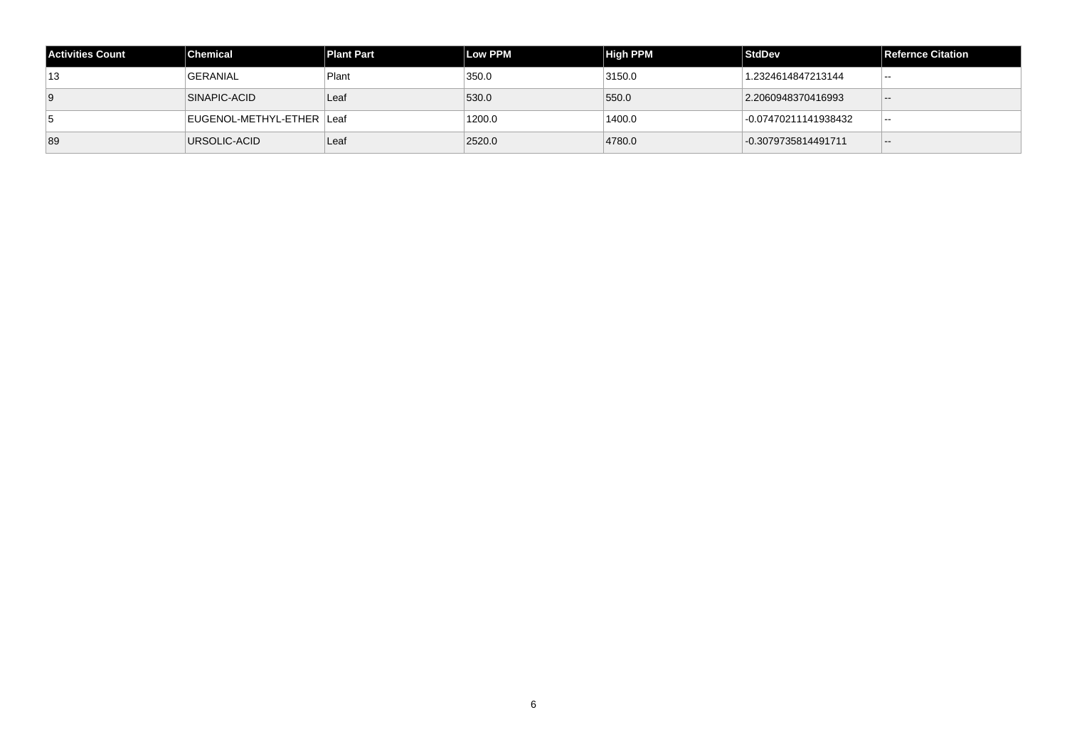| Activities Count | Chemical | Plant Part | Low PPM | High PPM | StdDev | Refernce Citation |
|---|---|---|---|---|---|---|
| 13 | GERANIAL | Plant | 350.0 | 3150.0 | 1.2324614847213144 | -- |
| 9 | SINAPIC-ACID | Leaf | 530.0 | 550.0 | 2.2060948370416993 | -- |
| 5 | EUGENOL-METHYL-ETHER | Leaf | 1200.0 | 1400.0 | -0.07470211141938432 | -- |
| 89 | URSOLIC-ACID | Leaf | 2520.0 | 4780.0 | -0.3079735814491711 | -- |